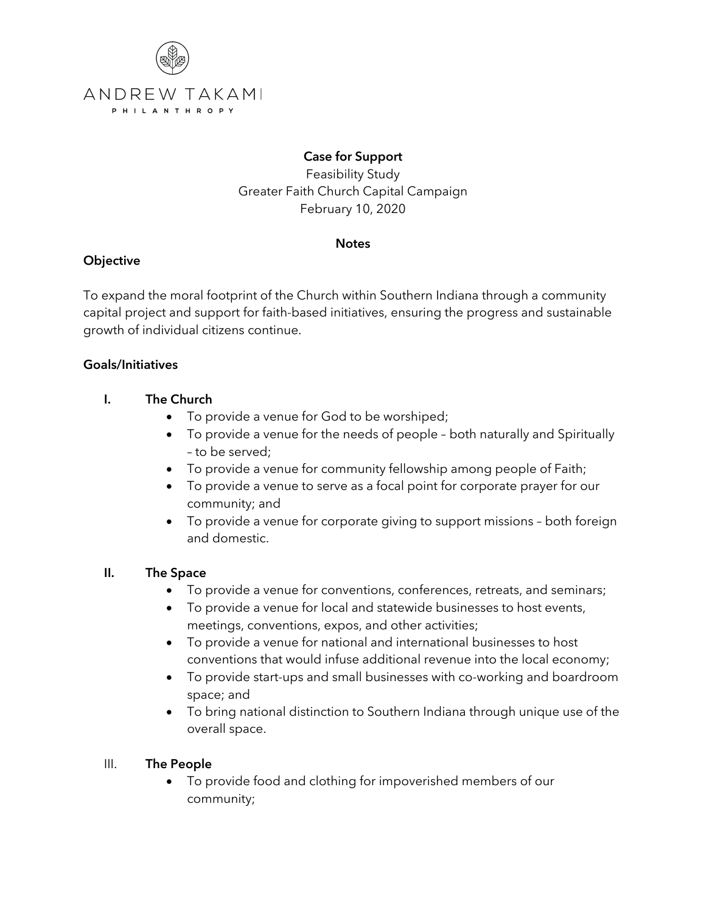ANDREW TAKAMI
PHILANTHROPY

**Case for Support**
Feasibility Study
Greater Faith Church Capital Campaign
February 10, 2020

**Notes**

**Objective**

To expand the moral footprint of the Church within Southern Indiana through a community capital project and support for faith-based initiatives, ensuring the progress and sustainable growth of individual citizens continue.

**Goals/Initiatives**

I. **The Church**
- To provide a venue for God to be worshiped;
- To provide a venue for the needs of people – both naturally and Spiritually – to be served;
- To provide a venue for community fellowship among people of Faith;
- To provide a venue to serve as a focal point for corporate prayer for our community; and
- To provide a venue for corporate giving to support missions – both foreign and domestic.

II. **The Space**
- To provide a venue for conventions, conferences, retreats, and seminars;
- To provide a venue for local and statewide businesses to host events, meetings, conventions, expos, and other activities;
- To provide a venue for national and international businesses to host conventions that would infuse additional revenue into the local economy;
- To provide start-ups and small businesses with co-working and boardroom space; and
- To bring national distinction to Southern Indiana through unique use of the overall space.

III. **The People**
- To provide food and clothing for impoverished members of our community;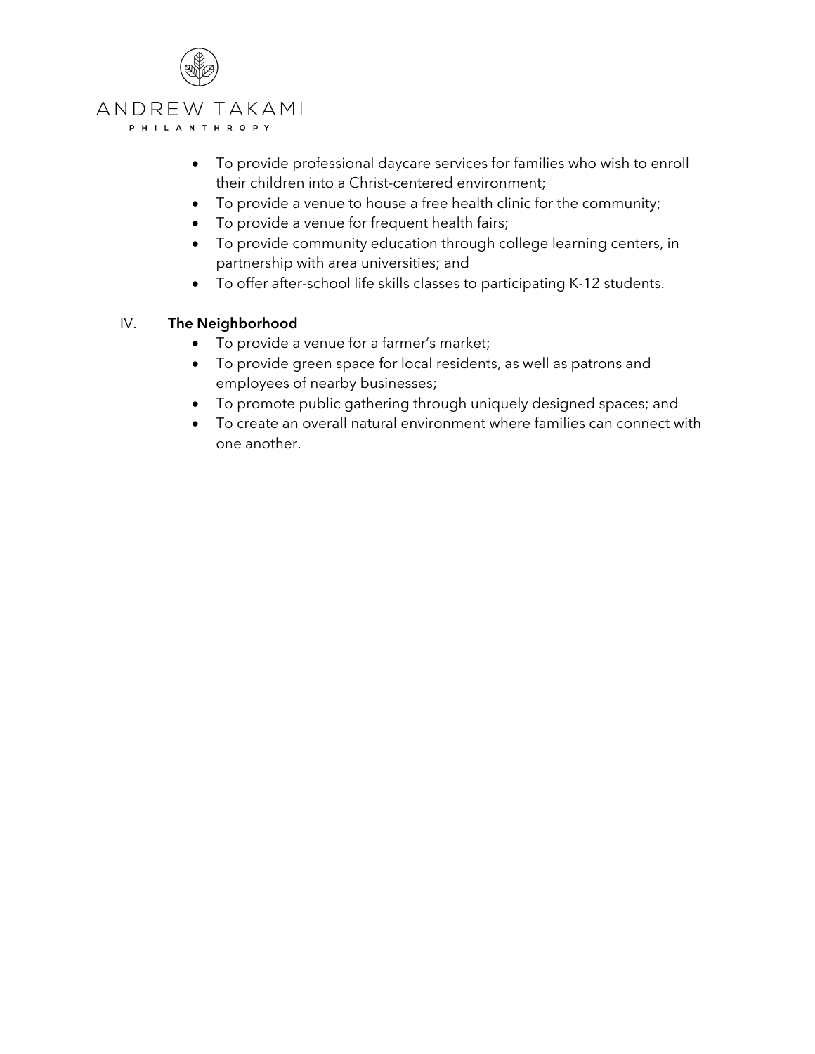- To provide professional daycare services for families who wish to enroll their children into a Christ-centered environment;
- To provide a venue to house a free health clinic for the community;
- To provide a venue for frequent health fairs;
- To provide community education through college learning centers, in partnership with area universities; and
- To offer after-school life skills classes to participating K-12 students.

IV. **The Neighborhood**

- To provide a venue for a farmer's market;
- To provide green space for local residents, as well as patrons and employees of nearby businesses;
- To promote public gathering through uniquely designed spaces; and
- To create an overall natural environment where families can connect with one another.